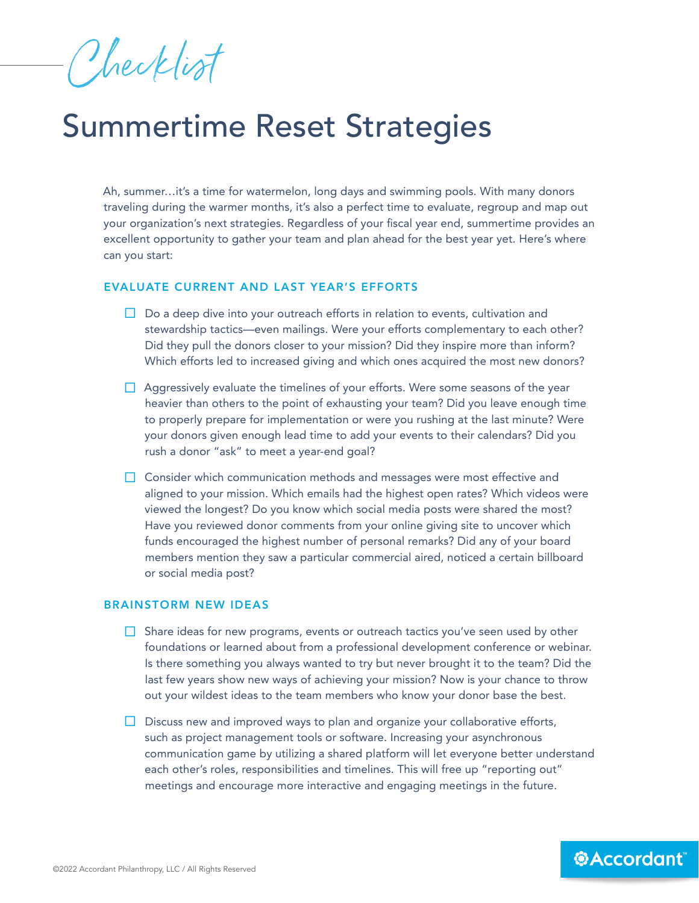*Checklist*

# Summertime Reset Strategies

Ah, summer…it's a time for watermelon, long days and swimming pools. With many donors traveling during the warmer months, it's also a perfect time to evaluate, regroup and map out your organization's next strategies. Regardless of your fiscal year end, summertime provides an excellent opportunity to gather your team and plan ahead for the best year yet. Here's where can you start:

## EVALUATE CURRENT AND LAST YEAR'S EFFORTS

- ☐ Do a deep dive into your outreach efforts in relation to events, cultivation and stewardship tactics—even mailings. Were your efforts complementary to each other? Did they pull the donors closer to your mission? Did they inspire more than inform? Which efforts led to increased giving and which ones acquired the most new donors?
- ☐ Aggressively evaluate the timelines of your efforts. Were some seasons of the year heavier than others to the point of exhausting your team? Did you leave enough time to properly prepare for implementation or were you rushing at the last minute? Were your donors given enough lead time to add your events to their calendars? Did you rush a donor "ask" to meet a year-end goal?
- ☐ Consider which communication methods and messages were most effective and aligned to your mission. Which emails had the highest open rates? Which videos were viewed the longest? Do you know which social media posts were shared the most? Have you reviewed donor comments from your online giving site to uncover which funds encouraged the highest number of personal remarks? Did any of your board members mention they saw a particular commercial aired, noticed a certain billboard or social media post?

## BRAINSTORM NEW IDEAS

- ☐ Share ideas for new programs, events or outreach tactics you've seen used by other foundations or learned about from a professional development conference or webinar. Is there something you always wanted to try but never brought it to the team? Did the last few years show new ways of achieving your mission? Now is your chance to throw out your wildest ideas to the team members who know your donor base the best.
- ☐ Discuss new and improved ways to plan and organize your collaborative efforts, such as project management tools or software. Increasing your asynchronous communication game by utilizing a shared platform will let everyone better understand each other's roles, responsibilities and timelines. This will free up "reporting out" meetings and encourage more interactive and engaging meetings in the future.

©2022 Accordant Philanthropy, LLC / All Rights Reserved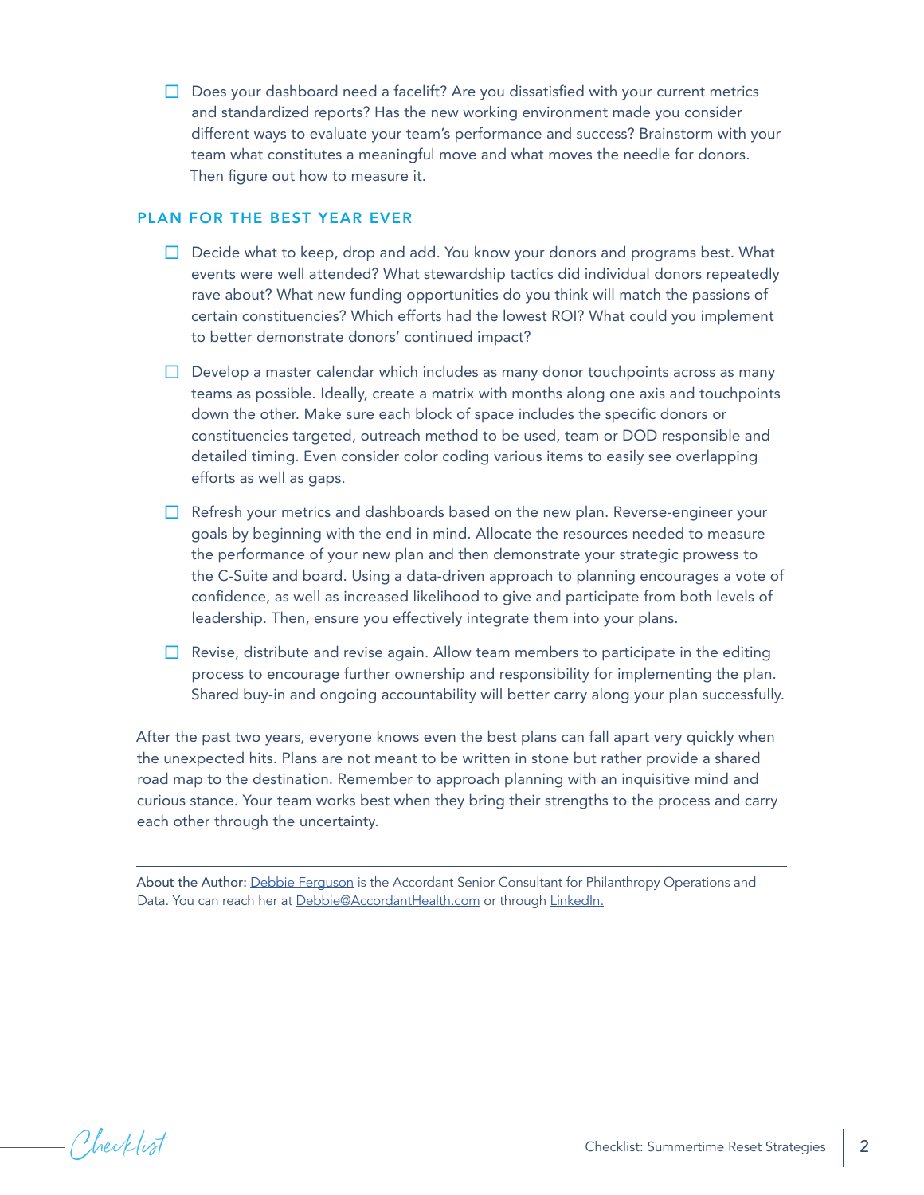- [ ] Does your dashboard need a facelift? Are you dissatisfied with your current metrics and standardized reports? Has the new working environment made you consider different ways to evaluate your team's performance and success? Brainstorm with your team what constitutes a meaningful move and what moves the needle for donors. Then figure out how to measure it.

## PLAN FOR THE BEST YEAR EVER

- [ ] Decide what to keep, drop and add. You know your donors and programs best. What events were well attended? What stewardship tactics did individual donors repeatedly rave about? What new funding opportunities do you think will match the passions of certain constituencies? Which efforts had the lowest ROI? What could you implement to better demonstrate donors' continued impact?

- [ ] Develop a master calendar which includes as many donor touchpoints across as many teams as possible. Ideally, create a matrix with months along one axis and touchpoints down the other. Make sure each block of space includes the specific donors or constituencies targeted, outreach method to be used, team or DOD responsible and detailed timing. Even consider color coding various items to easily see overlapping efforts as well as gaps.

- [ ] Refresh your metrics and dashboards based on the new plan. Reverse-engineer your goals by beginning with the end in mind. Allocate the resources needed to measure the performance of your new plan and then demonstrate your strategic prowess to the C-Suite and board. Using a data-driven approach to planning encourages a vote of confidence, as well as increased likelihood to give and participate from both levels of leadership. Then, ensure you effectively integrate them into your plans.

- [ ] Revise, distribute and revise again. Allow team members to participate in the editing process to encourage further ownership and responsibility for implementing the plan. Shared buy-in and ongoing accountability will better carry along your plan successfully.

After the past two years, everyone knows even the best plans can fall apart very quickly when the unexpected hits. Plans are not meant to be written in stone but rather provide a shared road map to the destination. Remember to approach planning with an inquisitive mind and curious stance. Your team works best when they bring their strengths to the process and carry each other through the uncertainty.

---

About the Author: Debbie Ferguson is the Accordant Senior Consultant for Philanthropy Operations and Data. You can reach her at Debbie@AccordantHealth.com or through LinkedIn.